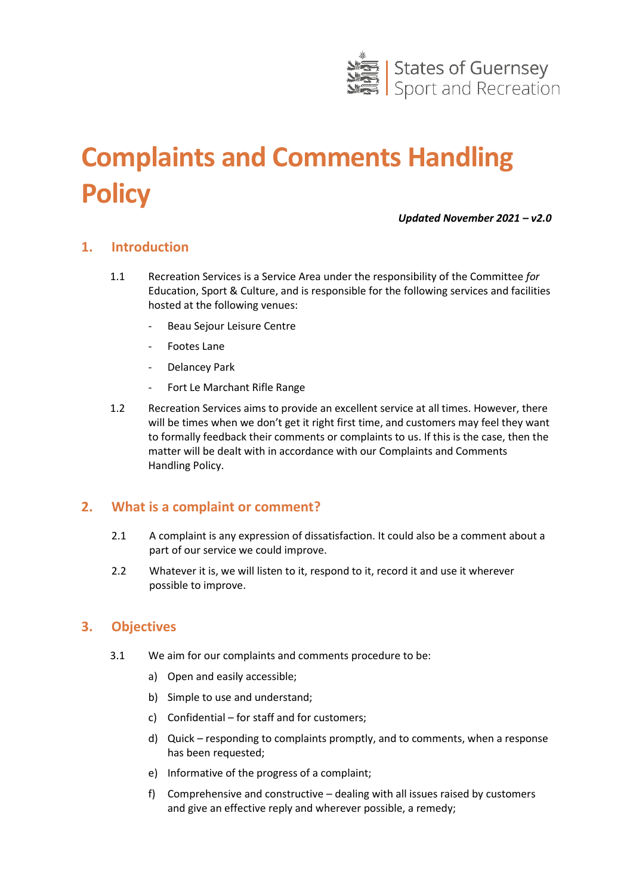States of Guernsey
Sport and Recreation

# Complaints and Comments Handling Policy

***Updated November 2021 – v2.0***

## 1. Introduction

1.1 Recreation Services is a Service Area under the responsibility of the Committee *for* Education, Sport & Culture, and is responsible for the following services and facilities hosted at the following venues:

- Beau Sejour Leisure Centre
- Footes Lane
- Delancey Park
- Fort Le Marchant Rifle Range

1.2 Recreation Services aims to provide an excellent service at all times. However, there will be times when we don't get it right first time, and customers may feel they want to formally feedback their comments or complaints to us. If this is the case, then the matter will be dealt with in accordance with our Complaints and Comments Handling Policy.

## 2. What is a complaint or comment?

2.1 A complaint is any expression of dissatisfaction. It could also be a comment about a part of our service we could improve.

2.2 Whatever it is, we will listen to it, respond to it, record it and use it wherever possible to improve.

## 3. Objectives

3.1 We aim for our complaints and comments procedure to be:

a) Open and easily accessible;

b) Simple to use and understand;

c) Confidential – for staff and for customers;

d) Quick – responding to complaints promptly, and to comments, when a response has been requested;

e) Informative of the progress of a complaint;

f) Comprehensive and constructive – dealing with all issues raised by customers and give an effective reply and wherever possible, a remedy;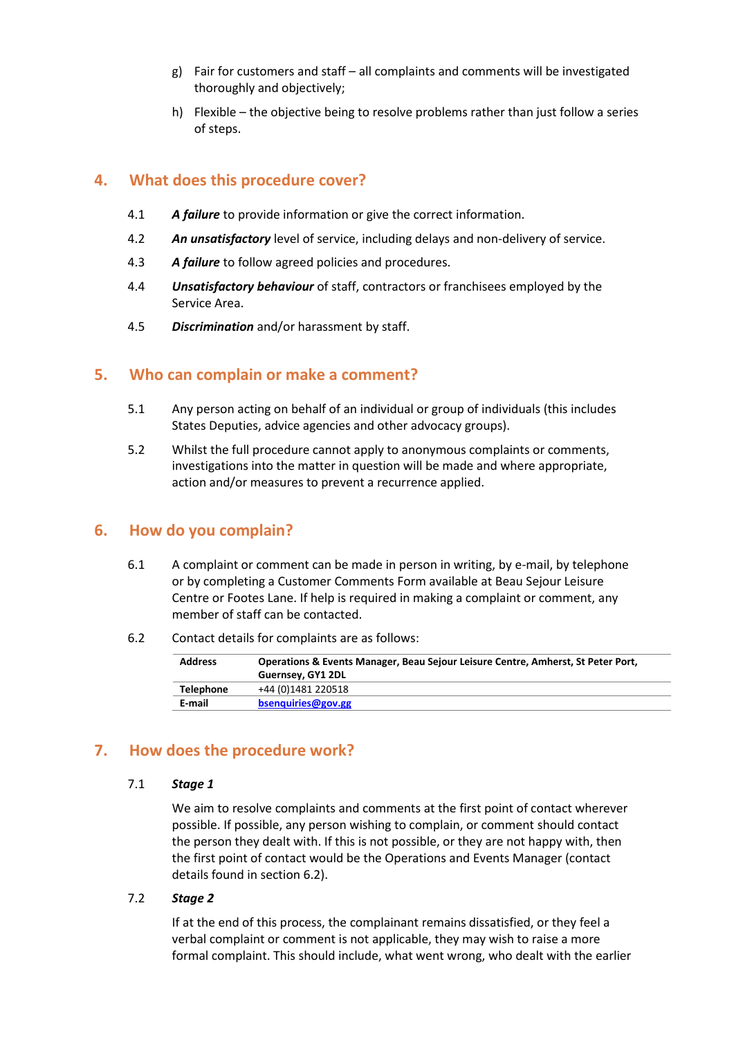g) Fair for customers and staff – all complaints and comments will be investigated thoroughly and objectively;

h) Flexible – the objective being to resolve problems rather than just follow a series of steps.

## 4. What does this procedure cover?

4.1 ***A failure*** to provide information or give the correct information.

4.2 ***An unsatisfactory*** level of service, including delays and non-delivery of service.

4.3 ***A failure*** to follow agreed policies and procedures.

4.4 ***Unsatisfactory behaviour*** of staff, contractors or franchisees employed by the Service Area.

4.5 ***Discrimination*** and/or harassment by staff.

## 5. Who can complain or make a comment?

5.1 Any person acting on behalf of an individual or group of individuals (this includes States Deputies, advice agencies and other advocacy groups).

5.2 Whilst the full procedure cannot apply to anonymous complaints or comments, investigations into the matter in question will be made and where appropriate, action and/or measures to prevent a recurrence applied.

## 6. How do you complain?

6.1 A complaint or comment can be made in person in writing, by e-mail, by telephone or by completing a Customer Comments Form available at Beau Sejour Leisure Centre or Footes Lane. If help is required in making a complaint or comment, any member of staff can be contacted.

6.2 Contact details for complaints are as follows:

| **Address** | **Operations & Events Manager, Beau Sejour Leisure Centre, Amherst, St Peter Port, Guernsey, GY1 2DL** |
|---|---|
| **Telephone** | +44 (0)1481 220518 |
| **E-mail** | **bsenquiries@gov.gg** |

## 7. How does the procedure work?

7.1 ***Stage 1***

We aim to resolve complaints and comments at the first point of contact wherever possible. If possible, any person wishing to complain, or comment should contact the person they dealt with. If this is not possible, or they are not happy with, then the first point of contact would be the Operations and Events Manager (contact details found in section 6.2).

7.2 ***Stage 2***

If at the end of this process, the complainant remains dissatisfied, or they feel a verbal complaint or comment is not applicable, they may wish to raise a more formal complaint. This should include, what went wrong, who dealt with the earlier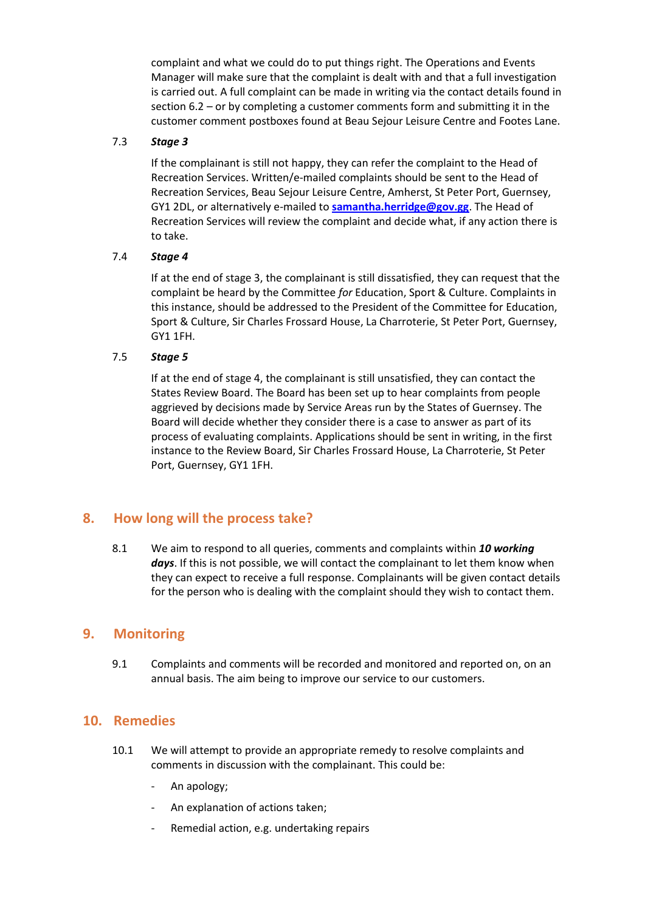complaint and what we could do to put things right. The Operations and Events Manager will make sure that the complaint is dealt with and that a full investigation is carried out. A full complaint can be made in writing via the contact details found in section 6.2 – or by completing a customer comments form and submitting it in the customer comment postboxes found at Beau Sejour Leisure Centre and Footes Lane.

7.3 ***Stage 3***

If the complainant is still not happy, they can refer the complaint to the Head of Recreation Services. Written/e-mailed complaints should be sent to the Head of Recreation Services, Beau Sejour Leisure Centre, Amherst, St Peter Port, Guernsey, GY1 2DL, or alternatively e-mailed to **samantha.herridge@gov.gg**. The Head of Recreation Services will review the complaint and decide what, if any action there is to take.

7.4 ***Stage 4***

If at the end of stage 3, the complainant is still dissatisfied, they can request that the complaint be heard by the Committee *for* Education, Sport & Culture. Complaints in this instance, should be addressed to the President of the Committee for Education, Sport & Culture, Sir Charles Frossard House, La Charroterie, St Peter Port, Guernsey, GY1 1FH.

7.5 ***Stage 5***

If at the end of stage 4, the complainant is still unsatisfied, they can contact the States Review Board. The Board has been set up to hear complaints from people aggrieved by decisions made by Service Areas run by the States of Guernsey. The Board will decide whether they consider there is a case to answer as part of its process of evaluating complaints. Applications should be sent in writing, in the first instance to the Review Board, Sir Charles Frossard House, La Charroterie, St Peter Port, Guernsey, GY1 1FH.

## 8. How long will the process take?

8.1 We aim to respond to all queries, comments and complaints within ***10 working days***. If this is not possible, we will contact the complainant to let them know when they can expect to receive a full response. Complainants will be given contact details for the person who is dealing with the complaint should they wish to contact them.

## 9. Monitoring

9.1 Complaints and comments will be recorded and monitored and reported on, on an annual basis. The aim being to improve our service to our customers.

## 10. Remedies

10.1 We will attempt to provide an appropriate remedy to resolve complaints and comments in discussion with the complainant. This could be:

- An apology;
- An explanation of actions taken;
- Remedial action, e.g. undertaking repairs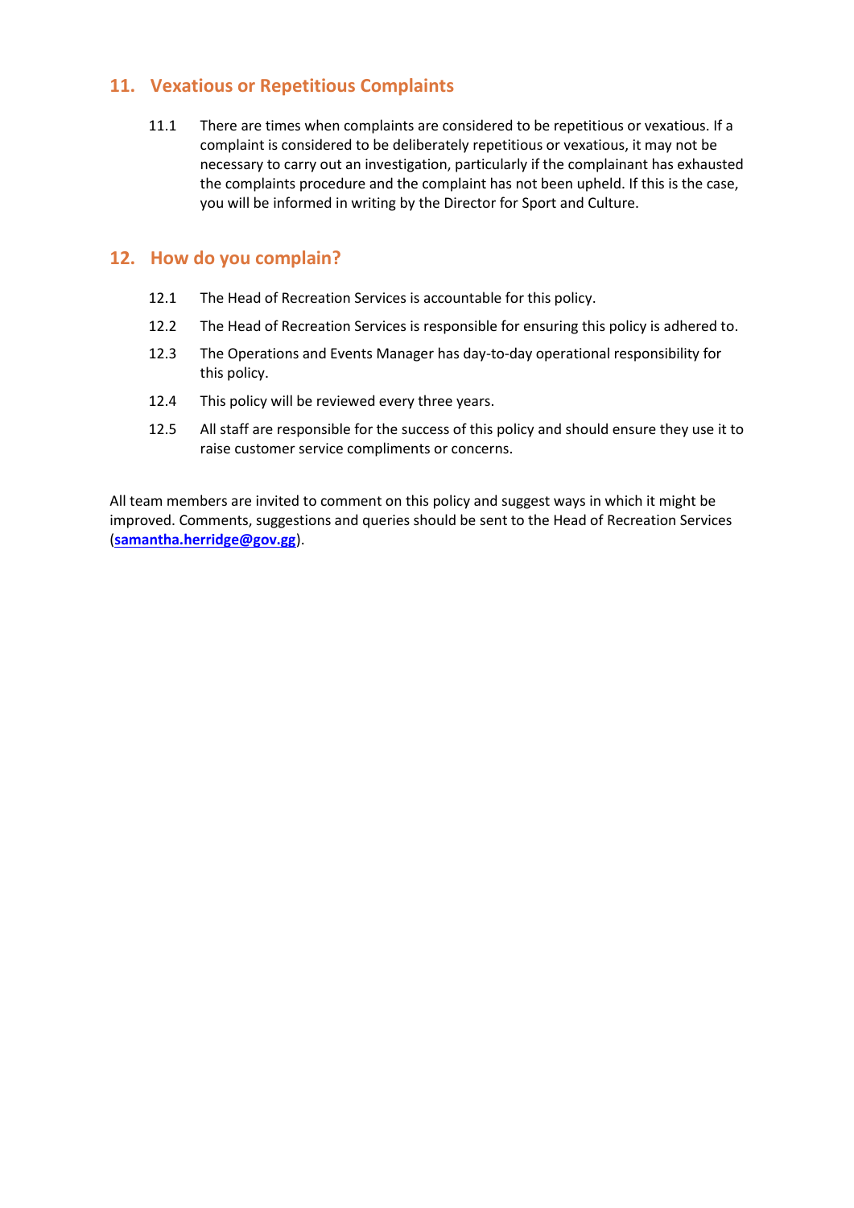## 11. Vexatious or Repetitious Complaints

11.1 There are times when complaints are considered to be repetitious or vexatious. If a complaint is considered to be deliberately repetitious or vexatious, it may not be necessary to carry out an investigation, particularly if the complainant has exhausted the complaints procedure and the complaint has not been upheld. If this is the case, you will be informed in writing by the Director for Sport and Culture.

## 12. How do you complain?

12.1 The Head of Recreation Services is accountable for this policy.

12.2 The Head of Recreation Services is responsible for ensuring this policy is adhered to.

12.3 The Operations and Events Manager has day-to-day operational responsibility for this policy.

12.4 This policy will be reviewed every three years.

12.5 All staff are responsible for the success of this policy and should ensure they use it to raise customer service compliments or concerns.

All team members are invited to comment on this policy and suggest ways in which it might be improved. Comments, suggestions and queries should be sent to the Head of Recreation Services (**samantha.herridge@gov.gg**).